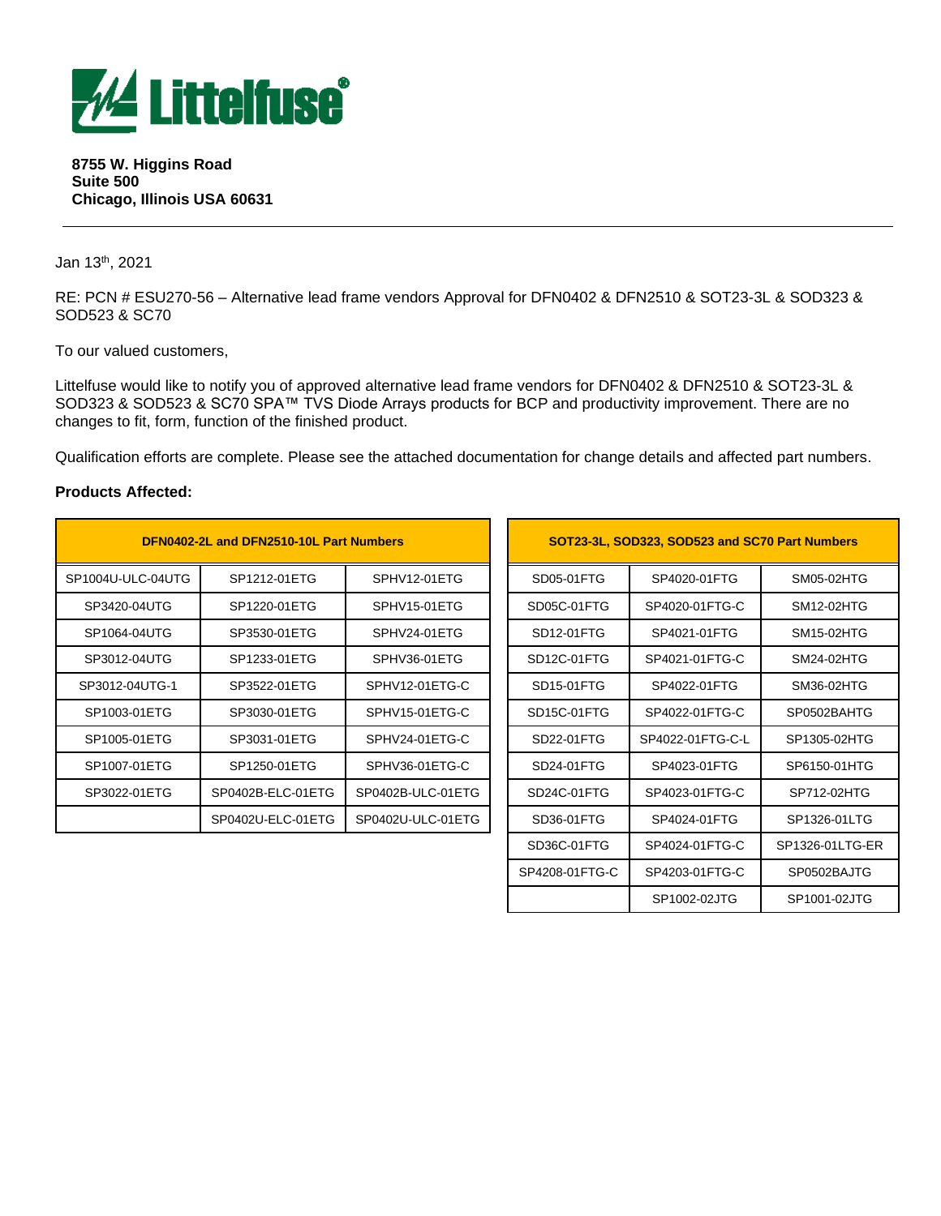**Littelfuse**

**8755 W. Higgins Road**
**Suite 500**
**Chicago, Illinois USA 60631**

---

Jan 13th, 2021

RE: PCN # ESU270-56 – Alternative lead frame vendors Approval for DFN0402 & DFN2510 & SOT23-3L & SOD323 & SOD523 & SC70

To our valued customers,

Littelfuse would like to notify you of approved alternative lead frame vendors for DFN0402 & DFN2510 & SOT23-3L & SOD323 & SOD523 & SC70 SPA™ TVS Diode Arrays products for BCP and productivity improvement. There are no changes to fit, form, function of the finished product.

Qualification efforts are complete. Please see the attached documentation for change details and affected part numbers.

**Products Affected:**

| DFN0402-2L and DFN2510-10L Part Numbers | | |
|---|---|---|
| SP1004U-ULC-04UTG | SP1212-01ETG | SPHV12-01ETG |
| SP3420-04UTG | SP1220-01ETG | SPHV15-01ETG |
| SP1064-04UTG | SP3530-01ETG | SPHV24-01ETG |
| SP3012-04UTG | SP1233-01ETG | SPHV36-01ETG |
| SP3012-04UTG-1 | SP3522-01ETG | SPHV12-01ETG-C |
| SP1003-01ETG | SP3030-01ETG | SPHV15-01ETG-C |
| SP1005-01ETG | SP3031-01ETG | SPHV24-01ETG-C |
| SP1007-01ETG | SP1250-01ETG | SPHV36-01ETG-C |
| SP3022-01ETG | SP0402B-ELC-01ETG | SP0402B-ULC-01ETG |
| | SP0402U-ELC-01ETG | SP0402U-ULC-01ETG |

| SOT23-3L, SOD323, SOD523 and SC70 Part Numbers | | |
|---|---|---|
| SD05-01FTG | SP4020-01FTG | SM05-02HTG |
| SD05C-01FTG | SP4020-01FTG-C | SM12-02HTG |
| SD12-01FTG | SP4021-01FTG | SM15-02HTG |
| SD12C-01FTG | SP4021-01FTG-C | SM24-02HTG |
| SD15-01FTG | SP4022-01FTG | SM36-02HTG |
| SD15C-01FTG | SP4022-01FTG-C | SP0502BAHTG |
| SD22-01FTG | SP4022-01FTG-C-L | SP1305-02HTG |
| SD24-01FTG | SP4023-01FTG | SP6150-01HTG |
| SD24C-01FTG | SP4023-01FTG-C | SP712-02HTG |
| SD36-01FTG | SP4024-01FTG | SP1326-01LTG |
| SD36C-01FTG | SP4024-01FTG-C | SP1326-01LTG-ER |
| SP4208-01FTG-C | SP4203-01FTG-C | SP0502BAJTG |
| | SP1002-02JTG | SP1001-02JTG |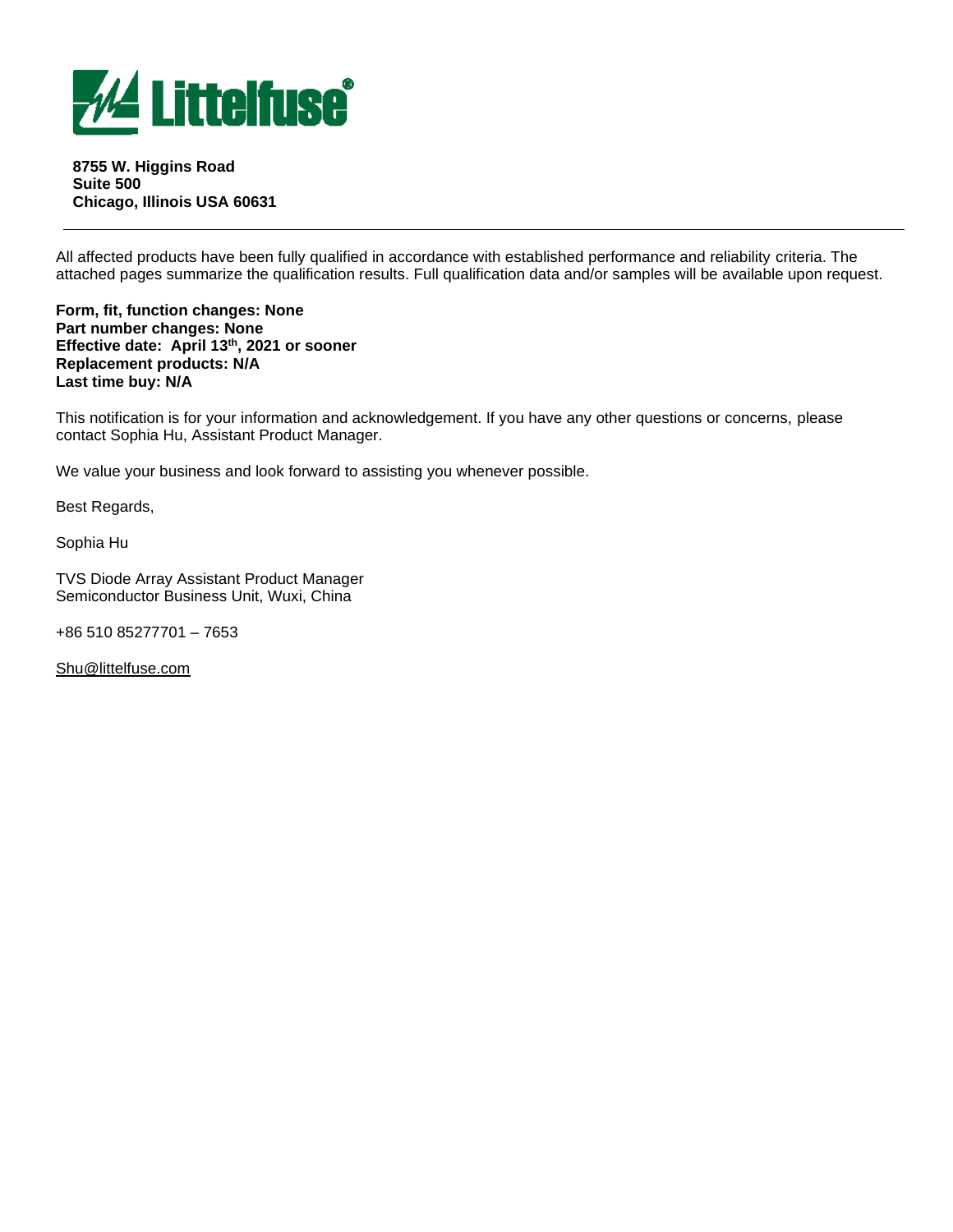**8755 W. Higgins Road**
**Suite 500**
**Chicago, Illinois USA 60631**

---

All affected products have been fully qualified in accordance with established performance and reliability criteria. The attached pages summarize the qualification results. Full qualification data and/or samples will be available upon request.

**Form, fit, function changes: None**
**Part number changes: None**
**Effective date: April 13th, 2021 or sooner**
**Replacement products: N/A**
**Last time buy: N/A**

This notification is for your information and acknowledgement. If you have any other questions or concerns, please contact Sophia Hu, Assistant Product Manager.

We value your business and look forward to assisting you whenever possible.

Best Regards,

Sophia Hu

TVS Diode Array Assistant Product Manager
Semiconductor Business Unit, Wuxi, China

+86 510 85277701 – 7653

Shu@littelfuse.com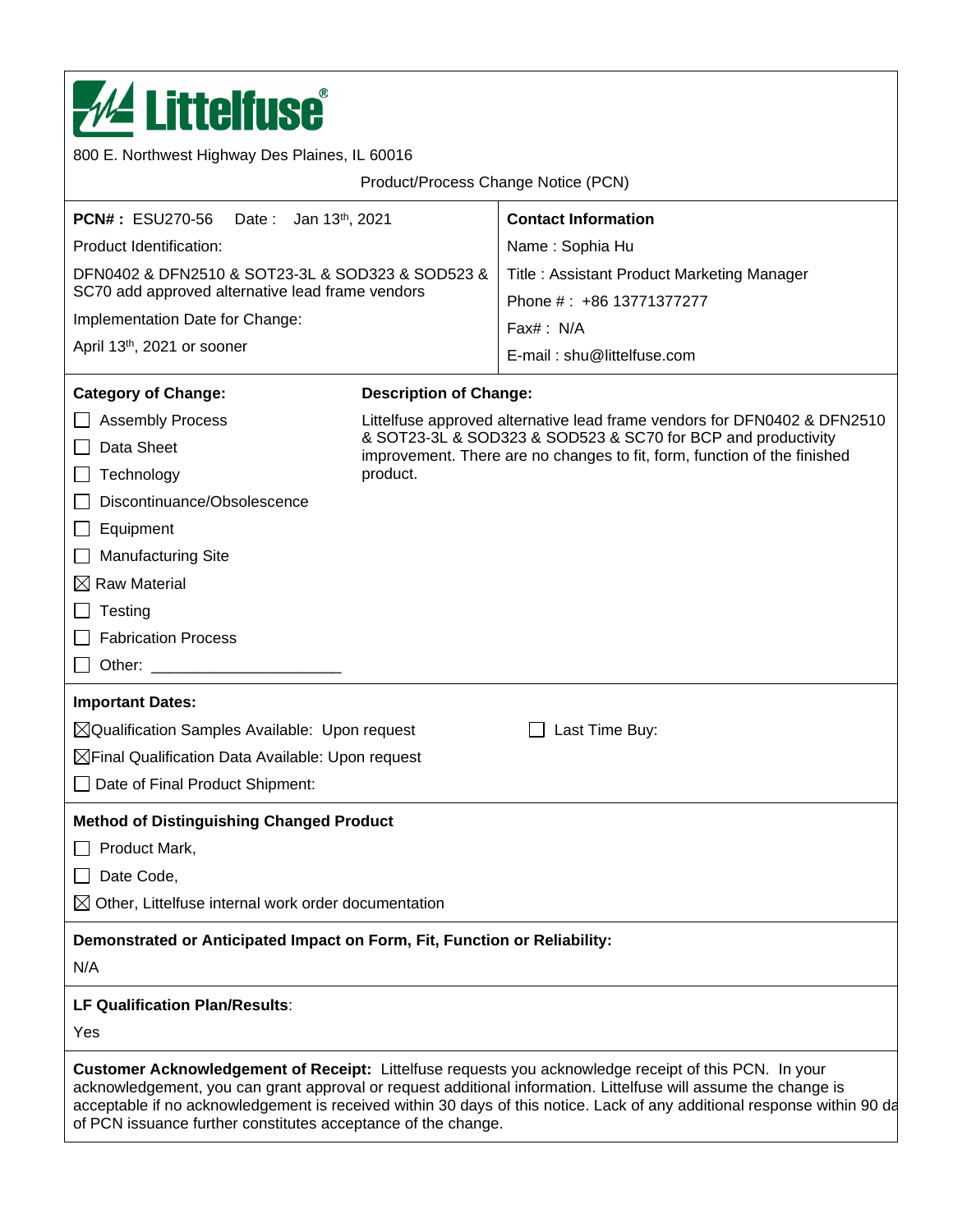# Littelfuse®

800 E. Northwest Highway Des Plaines, IL 60016

Product/Process Change Notice (PCN)

**PCN#：** ESU270-56 Date： Jan 13th, 2021

Product Identification:

DFN0402 & DFN2510 & SOT23-3L & SOD323 & SOD523 & SC70 add approved alternative lead frame vendors

Implementation Date for Change:

April 13th, 2021 or sooner

**Contact Information**

Name : Sophia Hu

Title : Assistant Product Marketing Manager

Phone #： +86 13771377277

Fax#： N/A

E-mail : shu@littelfuse.com

**Category of Change:**

- ☐ Assembly Process
- ☐ Data Sheet
- ☐ Technology
- ☐ Discontinuance/Obsolescence
- ☐ Equipment
- ☐ Manufacturing Site
- ☒ Raw Material
- ☐ Testing
- ☐ Fabrication Process
- ☐ Other: ____________________

**Description of Change:**

Littelfuse approved alternative lead frame vendors for DFN0402 & DFN2510 & SOT23-3L & SOD323 & SOD523 & SC70 for BCP and productivity improvement. There are no changes to fit, form, function of the finished product.

**Important Dates:**

- ☒ Qualification Samples Available: Upon request
- ☐ Last Time Buy:
- ☒ Final Qualification Data Available: Upon request
- ☐ Date of Final Product Shipment:

**Method of Distinguishing Changed Product**

- ☐ Product Mark,
- ☐ Date Code,
- ☒ Other, Littelfuse internal work order documentation

**Demonstrated or Anticipated Impact on Form, Fit, Function or Reliability:**

N/A

**LF Qualification Plan/Results**:

Yes

**Customer Acknowledgement of Receipt:** Littelfuse requests you acknowledge receipt of this PCN. In your acknowledgement, you can grant approval or request additional information. Littelfuse will assume the change is acceptable if no acknowledgement is received within 30 days of this notice. Lack of any additional response within 90 da of PCN issuance further constitutes acceptance of the change.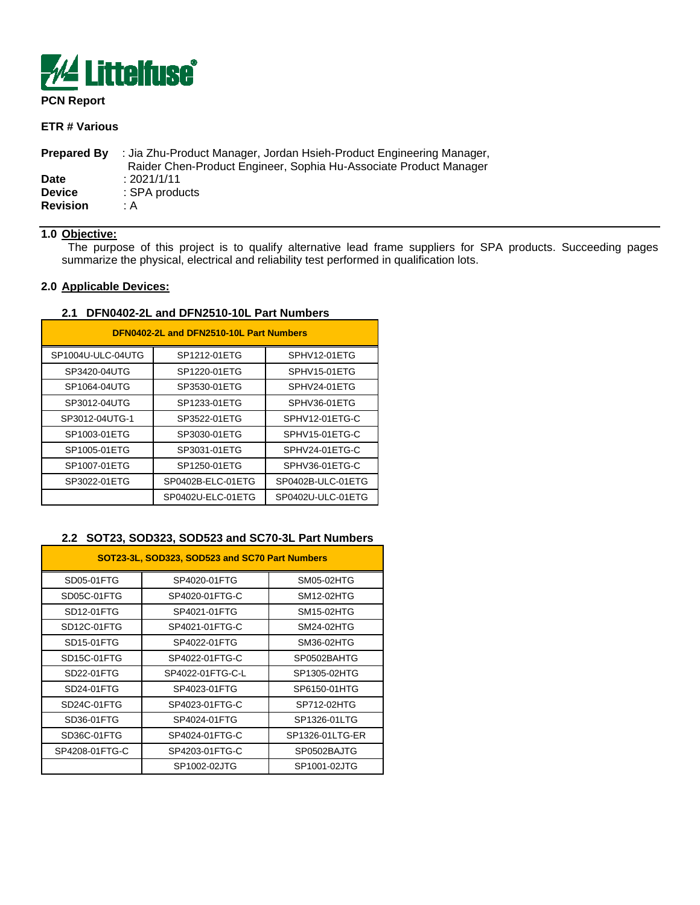**PCN Report**

**ETR # Various**

**Prepared By** : Jia Zhu-Product Manager, Jordan Hsieh-Product Engineering Manager, Raider Chen-Product Engineer, Sophia Hu-Associate Product Manager
**Date** : 2021/1/11
**Device** : SPA products
**Revision** : A

## 1.0 Objective:

The purpose of this project is to qualify alternative lead frame suppliers for SPA products. Succeeding pages summarize the physical, electrical and reliability test performed in qualification lots.

## 2.0 Applicable Devices:

### 2.1 DFN0402-2L and DFN2510-10L Part Numbers

| DFN0402-2L and DFN2510-10L Part Numbers | | |
|---|---|---|
| SP1004U-ULC-04UTG | SP1212-01ETG | SPHV12-01ETG |
| SP3420-04UTG | SP1220-01ETG | SPHV15-01ETG |
| SP1064-04UTG | SP3530-01ETG | SPHV24-01ETG |
| SP3012-04UTG | SP1233-01ETG | SPHV36-01ETG |
| SP3012-04UTG-1 | SP3522-01ETG | SPHV12-01ETG-C |
| SP1003-01ETG | SP3030-01ETG | SPHV15-01ETG-C |
| SP1005-01ETG | SP3031-01ETG | SPHV24-01ETG-C |
| SP1007-01ETG | SP1250-01ETG | SPHV36-01ETG-C |
| SP3022-01ETG | SP0402B-ELC-01ETG | SP0402B-ULC-01ETG |
| | SP0402U-ELC-01ETG | SP0402U-ULC-01ETG |

### 2.2 SOT23, SOD323, SOD523 and SC70-3L Part Numbers

| SOT23-3L, SOD323, SOD523 and SC70 Part Numbers | | |
|---|---|---|
| SD05-01FTG | SP4020-01FTG | SM05-02HTG |
| SD05C-01FTG | SP4020-01FTG-C | SM12-02HTG |
| SD12-01FTG | SP4021-01FTG | SM15-02HTG |
| SD12C-01FTG | SP4021-01FTG-C | SM24-02HTG |
| SD15-01FTG | SP4022-01FTG | SM36-02HTG |
| SD15C-01FTG | SP4022-01FTG-C | SP0502BAHTG |
| SD22-01FTG | SP4022-01FTG-C-L | SP1305-02HTG |
| SD24-01FTG | SP4023-01FTG | SP6150-01HTG |
| SD24C-01FTG | SP4023-01FTG-C | SP712-02HTG |
| SD36-01FTG | SP4024-01FTG | SP1326-01LTG |
| SD36C-01FTG | SP4024-01FTG-C | SP1326-01LTG-ER |
| SP4208-01FTG-C | SP4203-01FTG-C | SP0502BAJTG |
| | SP1002-02JTG | SP1001-02JTG |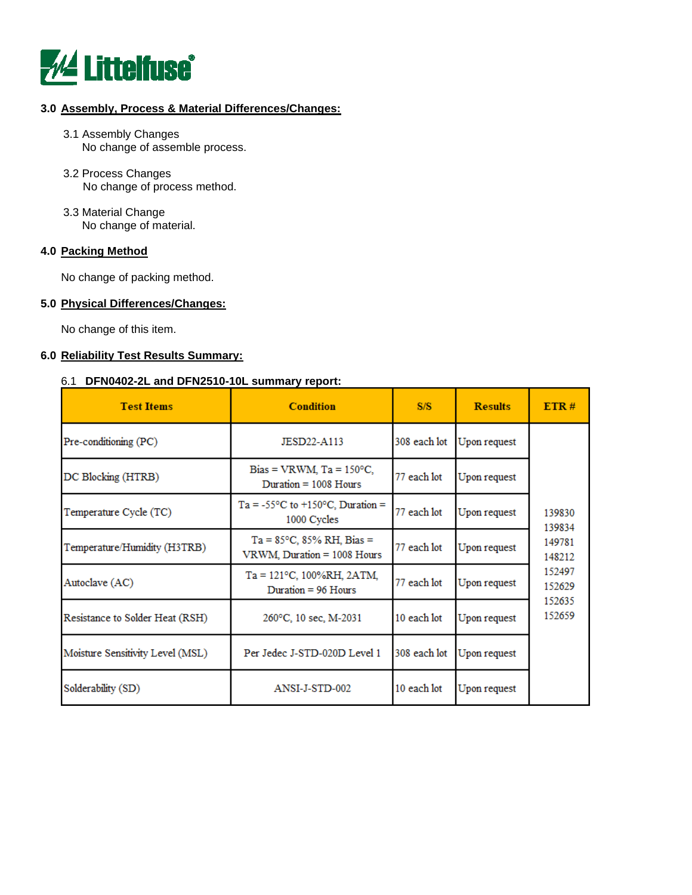## 3.0 Assembly, Process & Material Differences/Changes:

3.1 Assembly Changes
No change of assemble process.

3.2 Process Changes
No change of process method.

3.3 Material Change
No change of material.

## 4.0 Packing Method

No change of packing method.

## 5.0 Physical Differences/Changes:

No change of this item.

## 6.0 Reliability Test Results Summary:

6.1 **DFN0402-2L and DFN2510-10L summary report:**

| Test Items | Condition | S/S | Results | ETR # |
|---|---|---|---|---|
| Pre-conditioning (PC) | JESD22-A113 | 308 each lot | Upon request | 139830<br>139834<br>149781<br>148212<br>152497<br>152629<br>152635<br>152659 |
| DC Blocking (HTRB) | Bias = VRWM, Ta = 150°C, Duration = 1008 Hours | 77 each lot | Upon request | |
| Temperature Cycle (TC) | Ta = -55°C to +150°C, Duration = 1000 Cycles | 77 each lot | Upon request | |
| Temperature/Humidity (H3TRB) | Ta = 85°C, 85% RH, Bias = VRWM, Duration = 1008 Hours | 77 each lot | Upon request | |
| Autoclave (AC) | Ta = 121°C, 100%RH, 2ATM, Duration = 96 Hours | 77 each lot | Upon request | |
| Resistance to Solder Heat (RSH) | 260°C, 10 sec, M-2031 | 10 each lot | Upon request | |
| Moisture Sensitivity Level (MSL) | Per Jedec J-STD-020D Level 1 | 308 each lot | Upon request | |
| Solderability (SD) | ANSI-J-STD-002 | 10 each lot | Upon request | |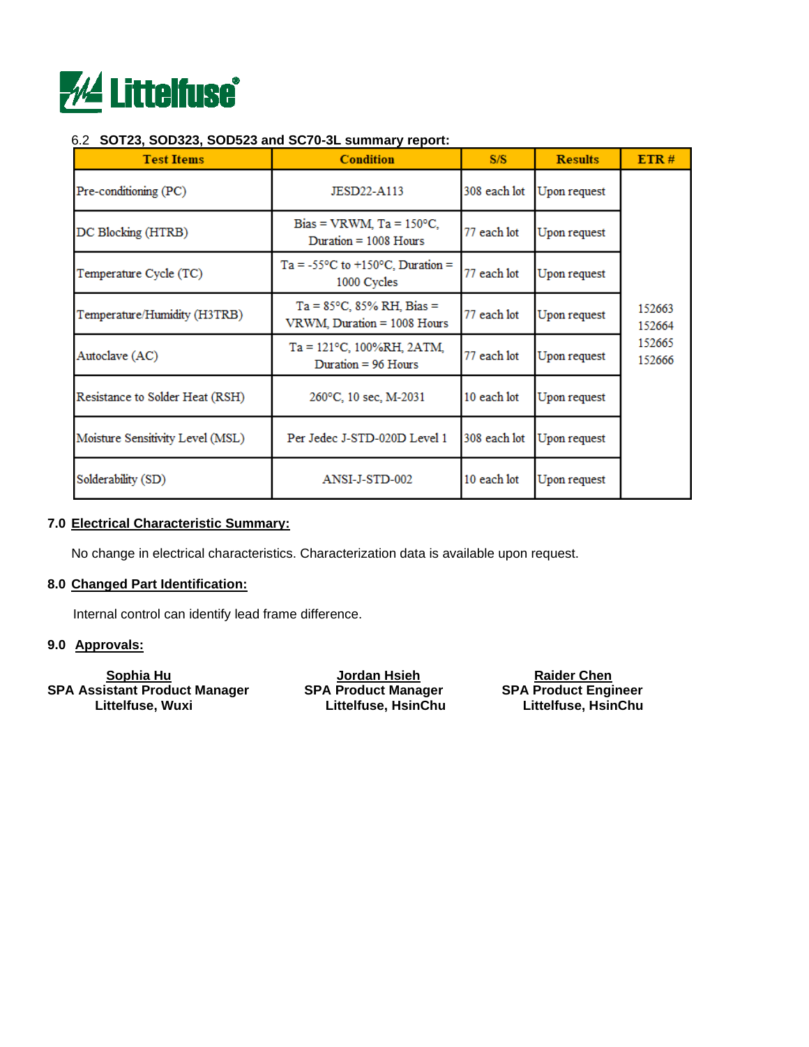6.2 **SOT23, SOD323, SOD523 and SC70-3L summary report:**

| Test Items | Condition | S/S | Results | ETR # |
|---|---|---|---|---|
| Pre-conditioning (PC) | JESD22-A113 | 308 each lot | Upon request | 152663<br>152664<br>152665<br>152666 |
| DC Blocking (HTRB) | Bias = VRWM, Ta = 150°C, Duration = 1008 Hours | 77 each lot | Upon request | |
| Temperature Cycle (TC) | Ta = -55°C to +150°C, Duration = 1000 Cycles | 77 each lot | Upon request | |
| Temperature/Humidity (H3TRB) | Ta = 85°C, 85% RH, Bias = VRWM, Duration = 1008 Hours | 77 each lot | Upon request | |
| Autoclave (AC) | Ta = 121°C, 100%RH, 2ATM, Duration = 96 Hours | 77 each lot | Upon request | |
| Resistance to Solder Heat (RSH) | 260°C, 10 sec, M-2031 | 10 each lot | Upon request | |
| Moisture Sensitivity Level (MSL) | Per Jedec J-STD-020D Level 1 | 308 each lot | Upon request | |
| Solderability (SD) | ANSI-J-STD-002 | 10 each lot | Upon request | |

## 7.0 Electrical Characteristic Summary:

No change in electrical characteristics. Characterization data is available upon request.

## 8.0 Changed Part Identification:

Internal control can identify lead frame difference.

## 9.0 Approvals:

**Sophia Hu**
**SPA Assistant Product Manager**
**Littelfuse, Wuxi**

**Jordan Hsieh**
**SPA Product Manager**
**Littelfuse, HsinChu**

**Raider Chen**
**SPA Product Engineer**
**Littelfuse, HsinChu**